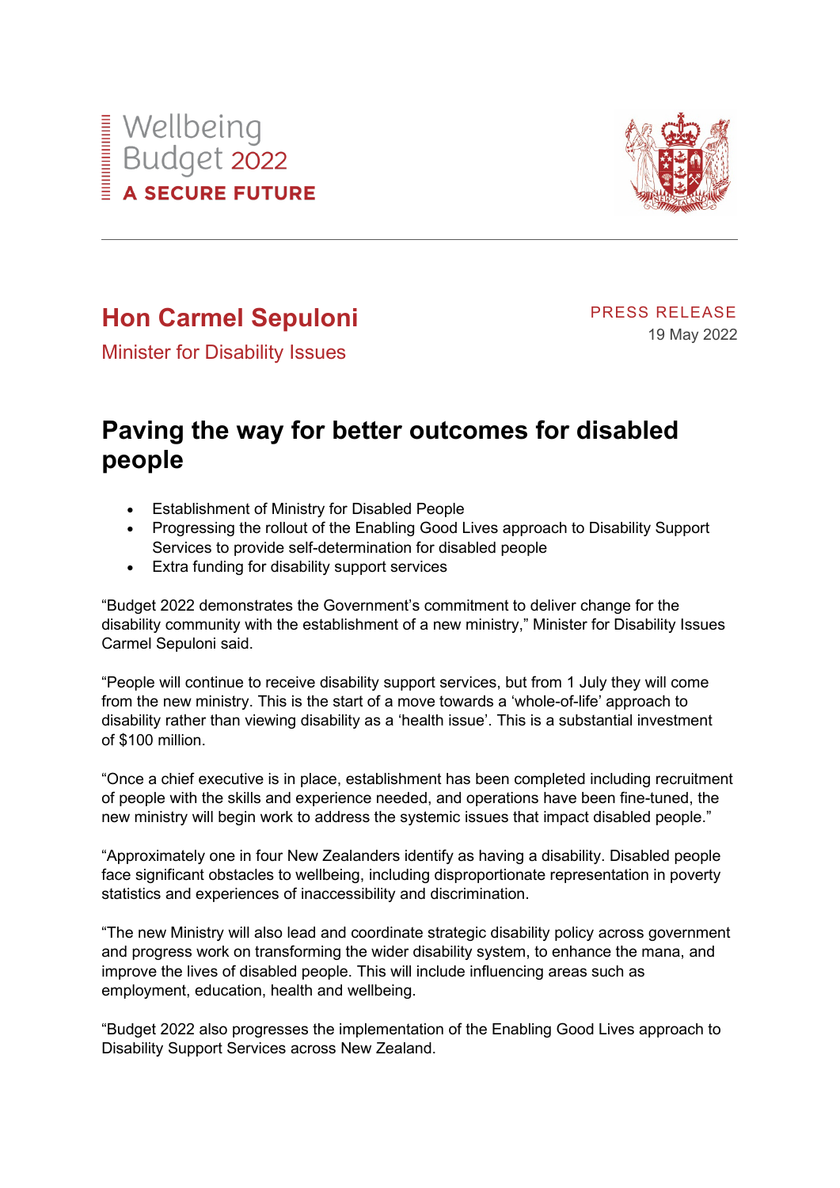Wellbeing Budget 2022

**A SECURE FUTURE**

## Hon Carmel Sepuloni

Minister for Disability Issues

PRESS RELEASE

19 May 2022

# Paving the way for better outcomes for disabled people

- Establishment of Ministry for Disabled People
- Progressing the rollout of the Enabling Good Lives approach to Disability Support Services to provide self-determination for disabled people
- Extra funding for disability support services

"Budget 2022 demonstrates the Government's commitment to deliver change for the disability community with the establishment of a new ministry," Minister for Disability Issues Carmel Sepuloni said.

"People will continue to receive disability support services, but from 1 July they will come from the new ministry. This is the start of a move towards a 'whole-of-life' approach to disability rather than viewing disability as a 'health issue'. This is a substantial investment of $100 million.

"Once a chief executive is in place, establishment has been completed including recruitment of people with the skills and experience needed, and operations have been fine-tuned, the new ministry will begin work to address the systemic issues that impact disabled people."

"Approximately one in four New Zealanders identify as having a disability. Disabled people face significant obstacles to wellbeing, including disproportionate representation in poverty statistics and experiences of inaccessibility and discrimination.

"The new Ministry will also lead and coordinate strategic disability policy across government and progress work on transforming the wider disability system, to enhance the mana, and improve the lives of disabled people. This will include influencing areas such as employment, education, health and wellbeing.

"Budget 2022 also progresses the implementation of the Enabling Good Lives approach to Disability Support Services across New Zealand.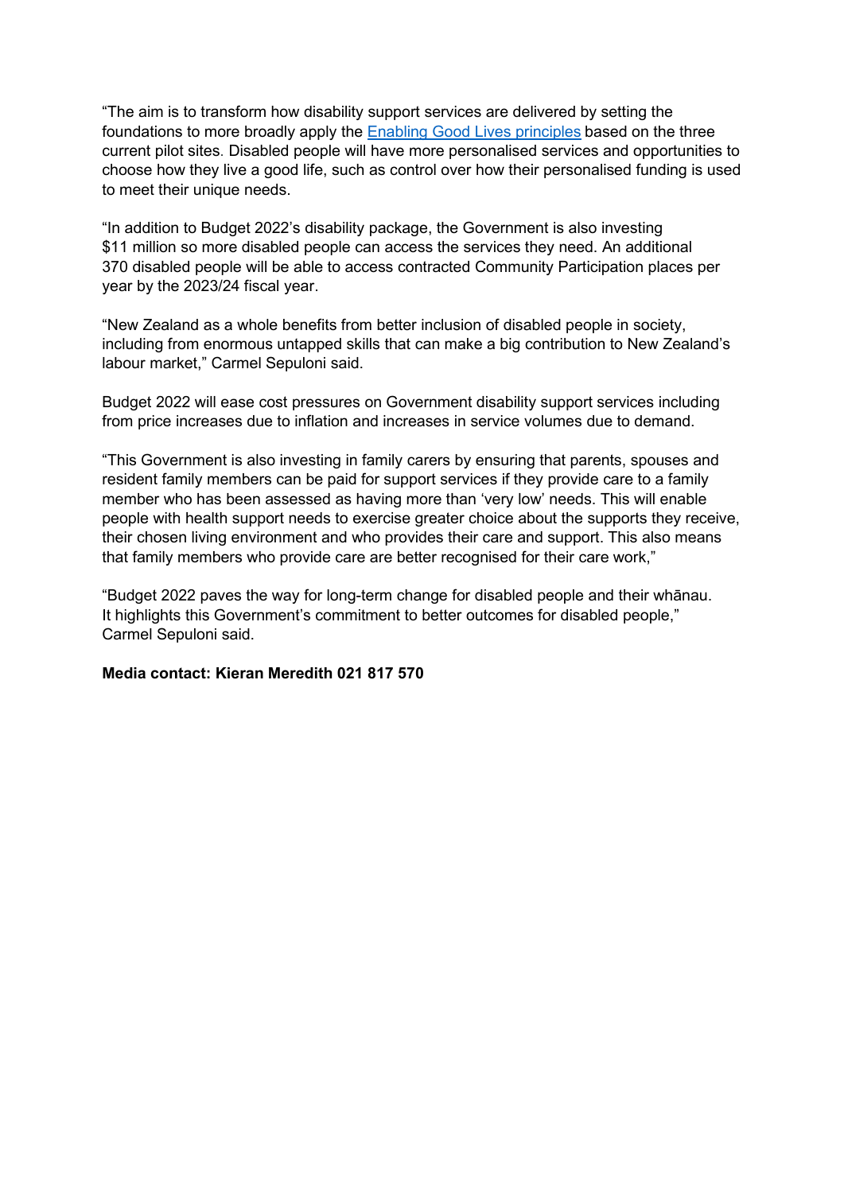"The aim is to transform how disability support services are delivered by setting the foundations to more broadly apply the Enabling Good Lives principles based on the three current pilot sites. Disabled people will have more personalised services and opportunities to choose how they live a good life, such as control over how their personalised funding is used to meet their unique needs.

"In addition to Budget 2022's disability package, the Government is also investing $11 million so more disabled people can access the services they need. An additional 370 disabled people will be able to access contracted Community Participation places per year by the 2023/24 fiscal year.

"New Zealand as a whole benefits from better inclusion of disabled people in society, including from enormous untapped skills that can make a big contribution to New Zealand's labour market," Carmel Sepuloni said.

Budget 2022 will ease cost pressures on Government disability support services including from price increases due to inflation and increases in service volumes due to demand.

"This Government is also investing in family carers by ensuring that parents, spouses and resident family members can be paid for support services if they provide care to a family member who has been assessed as having more than 'very low' needs. This will enable people with health support needs to exercise greater choice about the supports they receive, their chosen living environment and who provides their care and support. This also means that family members who provide care are better recognised for their care work,"

"Budget 2022 paves the way for long-term change for disabled people and their whānau. It highlights this Government's commitment to better outcomes for disabled people," Carmel Sepuloni said.

**Media contact: Kieran Meredith 021 817 570**